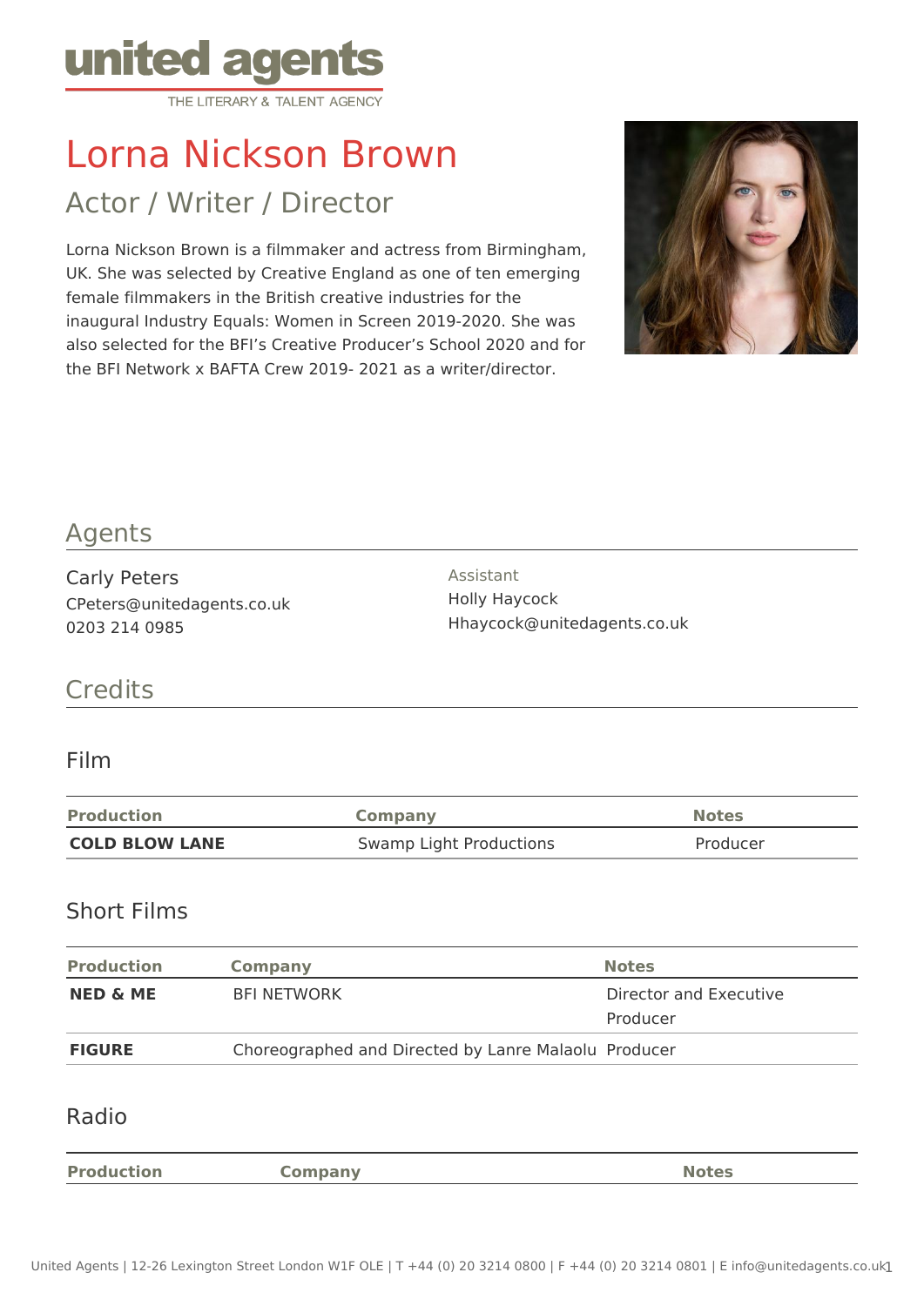united agents
THE LITERARY & TALENT AGENCY

# Lorna Nickson Brown

## Actor / Writer / Director

Lorna Nickson Brown is a filmmaker and actress from Birmingham, UK. She was selected by Creative England as one of ten emerging female filmmakers in the British creative industries for the inaugural Industry Equals: Women in Screen 2019-2020. She was also selected for the BFI's Creative Producer's School 2020 and for the BFI Network x BAFTA Crew 2019- 2021 as a writer/director.

## Agents

Carly Peters
CPeters@unitedagents.co.uk
0203 214 0985

Assistant
Holly Haycock
Hhaycock@unitedagents.co.uk

## Credits

### Film

| Production | Company | Notes |
|---|---|---|
| **COLD BLOW LANE** | Swamp Light Productions | Producer |

### Short Films

| Production | Company | Notes |
|---|---|---|
| **NED & ME** | BFI NETWORK | Director and Executive Producer |
| **FIGURE** | Choreographed and Directed by Lanre Malaolu | Producer |

### Radio

| Production | Company | Notes |
|---|---|---|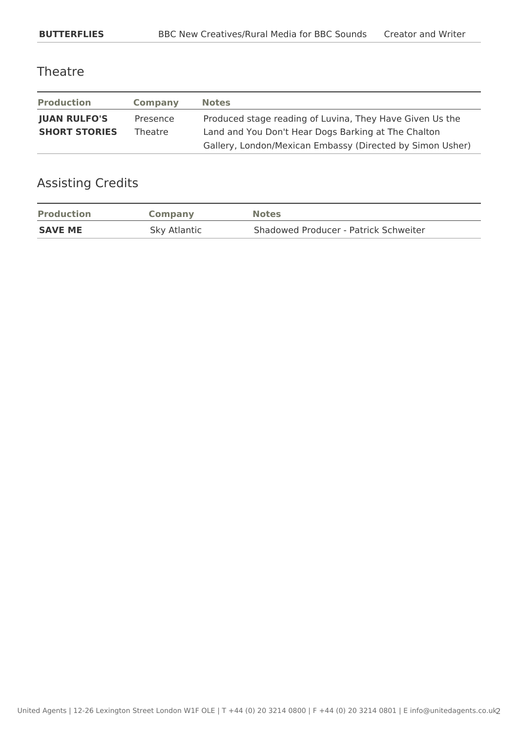| | | |
|---|---|---|
| **BUTTERFLIES** | BBC New Creatives/Rural Media for BBC Sounds | Creator and Writer |

## Theatre

| Production | Company | Notes |
|---|---|---|
| **JUAN RULFO'S SHORT STORIES** | Presence Theatre | Produced stage reading of Luvina, They Have Given Us the Land and You Don't Hear Dogs Barking at The Chalton Gallery, London/Mexican Embassy (Directed by Simon Usher) |

## Assisting Credits

| Production | Company | Notes |
|---|---|---|
| **SAVE ME** | Sky Atlantic | Shadowed Producer - Patrick Schweiter |